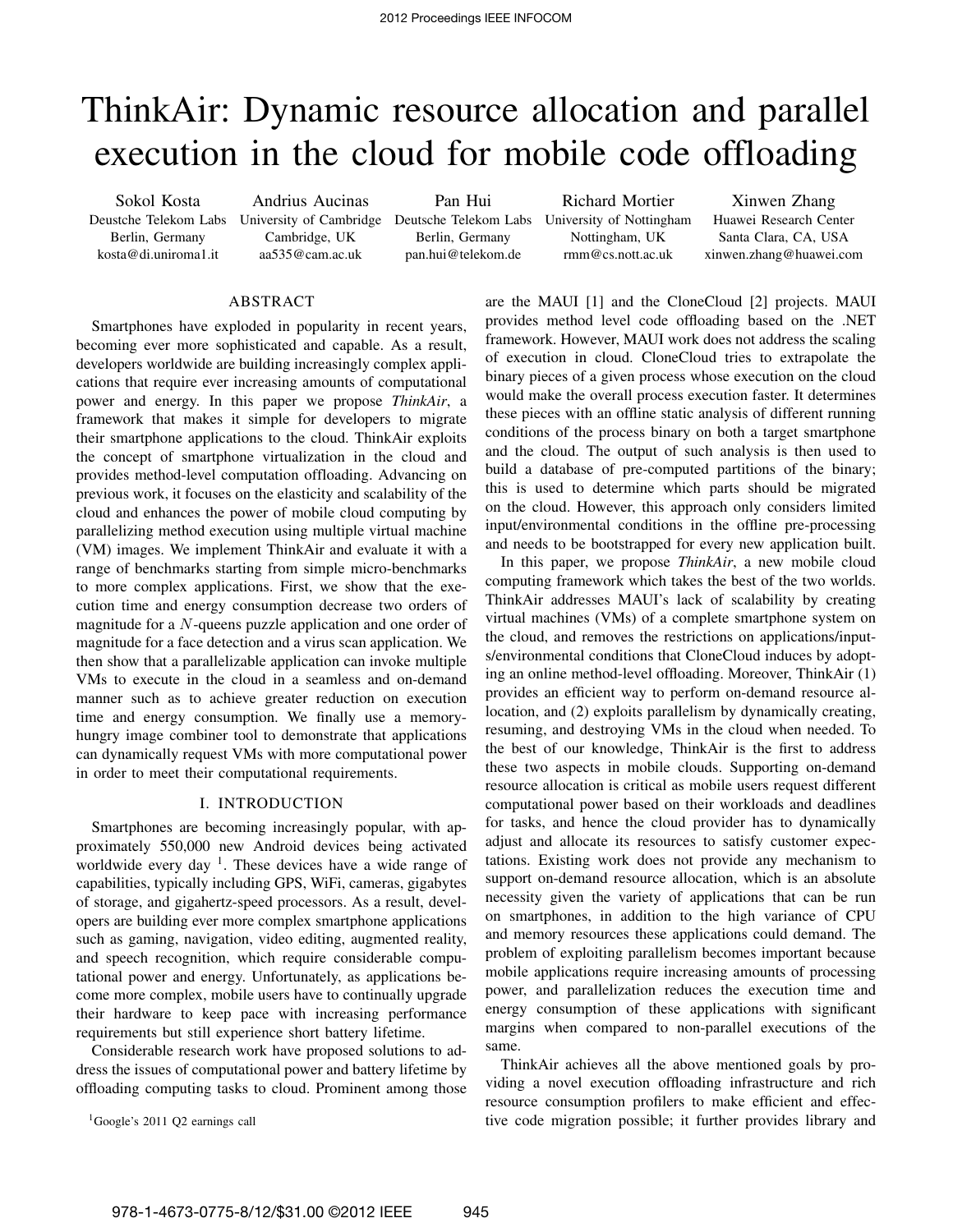# ThinkAir: Dynamic resource allocation and parallel execution in the cloud for mobile code offloading

Sokol Kosta
Deustche Telekom Labs
Berlin, Germany
kosta@di.uniroma1.it

Andrius Aucinas
University of Cambridge
Cambridge, UK
aa535@cam.ac.uk

Pan Hui
Deutsche Telekom Labs
Berlin, Germany
pan.hui@telekom.de

Richard Mortier
University of Nottingham
Nottingham, UK
rmm@cs.nott.ac.uk

Xinwen Zhang
Huawei Research Center
Santa Clara, CA, USA
xinwen.zhang@huawei.com

## ABSTRACT

Smartphones have exploded in popularity in recent years, becoming ever more sophisticated and capable. As a result, developers worldwide are building increasingly complex applications that require ever increasing amounts of computational power and energy. In this paper we propose *ThinkAir*, a framework that makes it simple for developers to migrate their smartphone applications to the cloud. ThinkAir exploits the concept of smartphone virtualization in the cloud and provides method-level computation offloading. Advancing on previous work, it focuses on the elasticity and scalability of the cloud and enhances the power of mobile cloud computing by parallelizing method execution using multiple virtual machine (VM) images. We implement ThinkAir and evaluate it with a range of benchmarks starting from simple micro-benchmarks to more complex applications. First, we show that the execution time and energy consumption decrease two orders of magnitude for a $N$-queens puzzle application and one order of magnitude for a face detection and a virus scan application. We then show that a parallelizable application can invoke multiple VMs to execute in the cloud in a seamless and on-demand manner such as to achieve greater reduction on execution time and energy consumption. We finally use a memory-hungry image combiner tool to demonstrate that applications can dynamically request VMs with more computational power in order to meet their computational requirements.

## I. INTRODUCTION

Smartphones are becoming increasingly popular, with approximately 550,000 new Android devices being activated worldwide every day [1]. These devices have a wide range of capabilities, typically including GPS, WiFi, cameras, gigabytes of storage, and gigahertz-speed processors. As a result, developers are building ever more complex smartphone applications such as gaming, navigation, video editing, augmented reality, and speech recognition, which require considerable computational power and energy. Unfortunately, as applications become more complex, mobile users have to continually upgrade their hardware to keep pace with increasing performance requirements but still experience short battery lifetime.

Considerable research work have proposed solutions to address the issues of computational power and battery lifetime by offloading computing tasks to cloud. Prominent among those are the MAUI [1] and the CloneCloud [2] projects. MAUI provides method level code offloading based on the .NET framework. However, MAUI work does not address the scaling of execution in cloud. CloneCloud tries to extrapolate the binary pieces of a given process whose execution on the cloud would make the overall process execution faster. It determines these pieces with an offline static analysis of different running conditions of the process binary on both a target smartphone and the cloud. The output of such analysis is then used to build a database of pre-computed partitions of the binary; this is used to determine which parts should be migrated on the cloud. However, this approach only considers limited input/environmental conditions in the offline pre-processing and needs to be bootstrapped for every new application built.

In this paper, we propose *ThinkAir*, a new mobile cloud computing framework which takes the best of the two worlds. ThinkAir addresses MAUI's lack of scalability by creating virtual machines (VMs) of a complete smartphone system on the cloud, and removes the restrictions on applications/inputs/environmental conditions that CloneCloud induces by adopting an online method-level offloading. Moreover, ThinkAir (1) provides an efficient way to perform on-demand resource allocation, and (2) exploits parallelism by dynamically creating, resuming, and destroying VMs in the cloud when needed. To the best of our knowledge, ThinkAir is the first to address these two aspects in mobile clouds. Supporting on-demand resource allocation is critical as mobile users request different computational power based on their workloads and deadlines for tasks, and hence the cloud provider has to dynamically adjust and allocate its resources to satisfy customer expectations. Existing work does not provide any mechanism to support on-demand resource allocation, which is an absolute necessity given the variety of applications that can be run on smartphones, in addition to the high variance of CPU and memory resources these applications could demand. The problem of exploiting parallelism becomes important because mobile applications require increasing amounts of processing power, and parallelization reduces the execution time and energy consumption of these applications with significant margins when compared to non-parallel executions of the same.

ThinkAir achieves all the above mentioned goals by providing a novel execution offloading infrastructure and rich resource consumption profilers to make efficient and effective code migration possible; it further provides library and

[1] Google's 2011 Q2 earnings call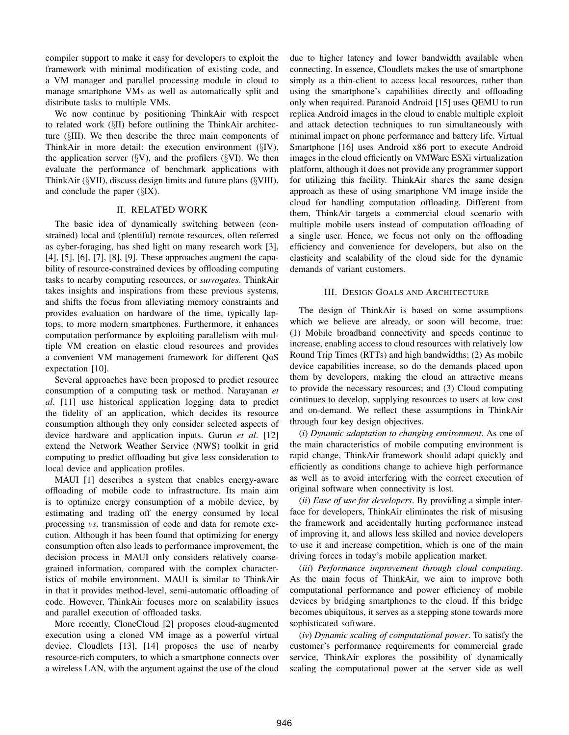compiler support to make it easy for developers to exploit the framework with minimal modification of existing code, and a VM manager and parallel processing module in cloud to manage smartphone VMs as well as automatically split and distribute tasks to multiple VMs.

We now continue by positioning ThinkAir with respect to related work (§II) before outlining the ThinkAir architecture (§III). We then describe the three main components of ThinkAir in more detail: the execution environment (§IV), the application server (§V), and the profilers (§VI). We then evaluate the performance of benchmark applications with ThinkAir (§VII), discuss design limits and future plans (§VIII), and conclude the paper (§IX).

## II. Related Work

The basic idea of dynamically switching between (constrained) local and (plentiful) remote resources, often referred as cyber-foraging, has shed light on many research work [3], [4], [5], [6], [7], [8], [9]. These approaches augment the capability of resource-constrained devices by offloading computing tasks to nearby computing resources, or *surrogates*. ThinkAir takes insights and inspirations from these previous systems, and shifts the focus from alleviating memory constraints and provides evaluation on hardware of the time, typically laptops, to more modern smartphones. Furthermore, it enhances computation performance by exploiting parallelism with multiple VM creation on elastic cloud resources and provides a convenient VM management framework for different QoS expectation [10].

Several approaches have been proposed to predict resource consumption of a computing task or method. Narayanan *et al*. [11] use historical application logging data to predict the fidelity of an application, which decides its resource consumption although they only consider selected aspects of device hardware and application inputs. Gurun *et al*. [12] extend the Network Weather Service (NWS) toolkit in grid computing to predict offloading but give less consideration to local device and application profiles.

MAUI [1] describes a system that enables energy-aware offloading of mobile code to infrastructure. Its main aim is to optimize energy consumption of a mobile device, by estimating and trading off the energy consumed by local processing *vs*. transmission of code and data for remote execution. Although it has been found that optimizing for energy consumption often also leads to performance improvement, the decision process in MAUI only considers relatively coarse-grained information, compared with the complex characteristics of mobile environment. MAUI is similar to ThinkAir in that it provides method-level, semi-automatic offloading of code. However, ThinkAir focuses more on scalability issues and parallel execution of offloaded tasks.

More recently, CloneCloud [2] proposes cloud-augmented execution using a cloned VM image as a powerful virtual device. Cloudlets [13], [14] proposes the use of nearby resource-rich computers, to which a smartphone connects over a wireless LAN, with the argument against the use of the cloud due to higher latency and lower bandwidth available when connecting. In essence, Cloudlets makes the use of smartphone simply as a thin-client to access local resources, rather than using the smartphone's capabilities directly and offloading only when required. Paranoid Android [15] uses QEMU to run replica Android images in the cloud to enable multiple exploit and attack detection techniques to run simultaneously with minimal impact on phone performance and battery life. Virtual Smartphone [16] uses Android x86 port to execute Android images in the cloud efficiently on VMWare ESXi virtualization platform, although it does not provide any programmer support for utilizing this facility. ThinkAir shares the same design approach as these of using smartphone VM image inside the cloud for handling computation offloading. Different from them, ThinkAir targets a commercial cloud scenario with multiple mobile users instead of computation offloading of a single user. Hence, we focus not only on the offloading efficiency and convenience for developers, but also on the elasticity and scalability of the cloud side for the dynamic demands of variant customers.

## III. Design Goals and Architecture

The design of ThinkAir is based on some assumptions which we believe are already, or soon will become, true: (1) Mobile broadband connectivity and speeds continue to increase, enabling access to cloud resources with relatively low Round Trip Times (RTTs) and high bandwidths; (2) As mobile device capabilities increase, so do the demands placed upon them by developers, making the cloud an attractive means to provide the necessary resources; and (3) Cloud computing continues to develop, supplying resources to users at low cost and on-demand. We reflect these assumptions in ThinkAir through four key design objectives.

(*i*) *Dynamic adaptation to changing environment*. As one of the main characteristics of mobile computing environment is rapid change, ThinkAir framework should adapt quickly and efficiently as conditions change to achieve high performance as well as to avoid interfering with the correct execution of original software when connectivity is lost.

(*ii*) *Ease of use for developers*. By providing a simple interface for developers, ThinkAir eliminates the risk of misusing the framework and accidentally hurting performance instead of improving it, and allows less skilled and novice developers to use it and increase competition, which is one of the main driving forces in today's mobile application market.

(*iii*) *Performance improvement through cloud computing*. As the main focus of ThinkAir, we aim to improve both computational performance and power efficiency of mobile devices by bridging smartphones to the cloud. If this bridge becomes ubiquitous, it serves as a stepping stone towards more sophisticated software.

(*iv*) *Dynamic scaling of computational power*. To satisfy the customer's performance requirements for commercial grade service, ThinkAir explores the possibility of dynamically scaling the computational power at the server side as well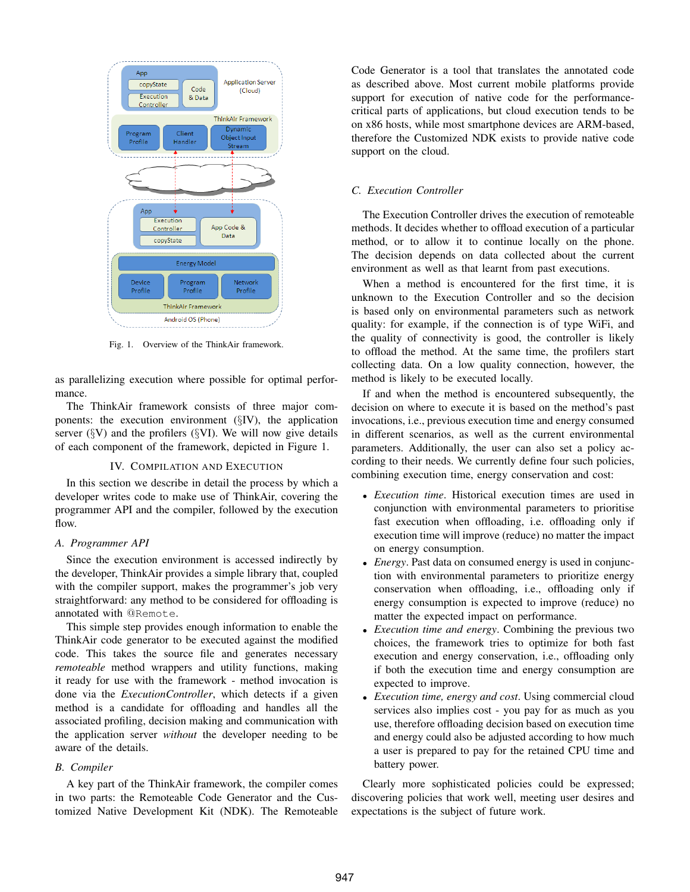Fig. 1. Overview of the ThinkAir framework.

as parallelizing execution where possible for optimal performance.

The ThinkAir framework consists of three major components: the execution environment (§IV), the application server (§V) and the profilers (§VI). We will now give details of each component of the framework, depicted in Figure 1.

## IV. Compilation and Execution

In this section we describe in detail the process by which a developer writes code to make use of ThinkAir, covering the programmer API and the compiler, followed by the execution flow.

### A. Programmer API

Since the execution environment is accessed indirectly by the developer, ThinkAir provides a simple library that, coupled with the compiler support, makes the programmer's job very straightforward: any method to be considered for offloading is annotated with `@Remote`.

This simple step provides enough information to enable the ThinkAir code generator to be executed against the modified code. This takes the source file and generates necessary *remoteable* method wrappers and utility functions, making it ready for use with the framework - method invocation is done via the *ExecutionController*, which detects if a given method is a candidate for offloading and handles all the associated profiling, decision making and communication with the application server *without* the developer needing to be aware of the details.

### B. Compiler

A key part of the ThinkAir framework, the compiler comes in two parts: the Remoteable Code Generator and the Customized Native Development Kit (NDK). The Remoteable Code Generator is a tool that translates the annotated code as described above. Most current mobile platforms provide support for execution of native code for the performance-critical parts of applications, but cloud execution tends to be on x86 hosts, while most smartphone devices are ARM-based, therefore the Customized NDK exists to provide native code support on the cloud.

### C. Execution Controller

The Execution Controller drives the execution of remoteable methods. It decides whether to offload execution of a particular method, or to allow it to continue locally on the phone. The decision depends on data collected about the current environment as well as that learnt from past executions.

When a method is encountered for the first time, it is unknown to the Execution Controller and so the decision is based only on environmental parameters such as network quality: for example, if the connection is of type WiFi, and the quality of connectivity is good, the controller is likely to offload the method. At the same time, the profilers start collecting data. On a low quality connection, however, the method is likely to be executed locally.

If and when the method is encountered subsequently, the decision on where to execute it is based on the method's past invocations, i.e., previous execution time and energy consumed in different scenarios, as well as the current environmental parameters. Additionally, the user can also set a policy according to their needs. We currently define four such policies, combining execution time, energy conservation and cost:

- *Execution time*. Historical execution times are used in conjunction with environmental parameters to prioritise fast execution when offloading, i.e. offloading only if execution time will improve (reduce) no matter the impact on energy consumption.
- *Energy*. Past data on consumed energy is used in conjunction with environmental parameters to prioritize energy conservation when offloading, i.e., offloading only if energy consumption is expected to improve (reduce) no matter the expected impact on performance.
- *Execution time and energy*. Combining the previous two choices, the framework tries to optimize for both fast execution and energy conservation, i.e., offloading only if both the execution time and energy consumption are expected to improve.
- *Execution time, energy and cost*. Using commercial cloud services also implies cost - you pay for as much as you use, therefore offloading decision based on execution time and energy could also be adjusted according to how much a user is prepared to pay for the retained CPU time and battery power.

Clearly more sophisticated policies could be expressed; discovering policies that work well, meeting user desires and expectations is the subject of future work.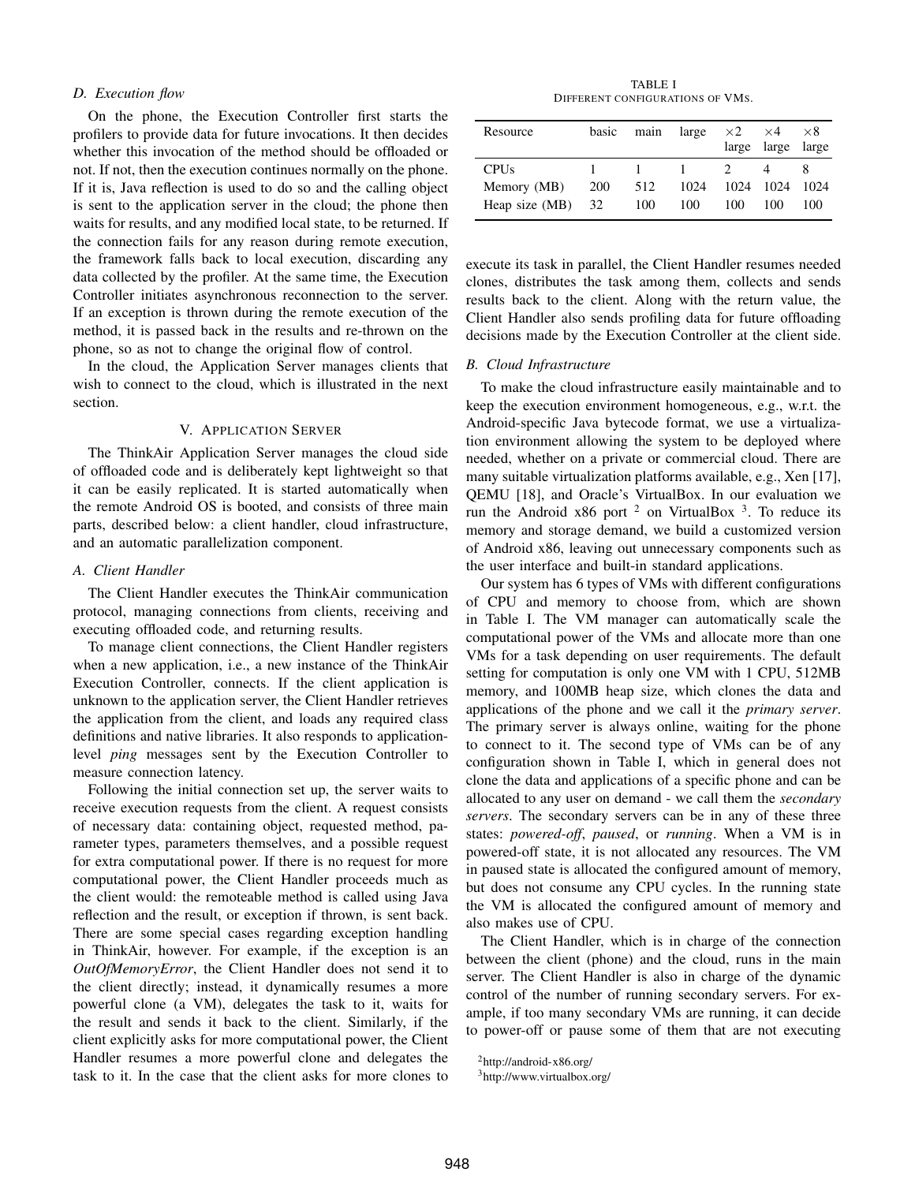### D. Execution flow

On the phone, the Execution Controller first starts the profilers to provide data for future invocations. It then decides whether this invocation of the method should be offloaded or not. If not, then the execution continues normally on the phone. If it is, Java reflection is used to do so and the calling object is sent to the application server in the cloud; the phone then waits for results, and any modified local state, to be returned. If the connection fails for any reason during remote execution, the framework falls back to local execution, discarding any data collected by the profiler. At the same time, the Execution Controller initiates asynchronous reconnection to the server. If an exception is thrown during the remote execution of the method, it is passed back in the results and re-thrown on the phone, so as not to change the original flow of control.

In the cloud, the Application Server manages clients that wish to connect to the cloud, which is illustrated in the next section.

## V. Application Server

The ThinkAir Application Server manages the cloud side of offloaded code and is deliberately kept lightweight so that it can be easily replicated. It is started automatically when the remote Android OS is booted, and consists of three main parts, described below: a client handler, cloud infrastructure, and an automatic parallelization component.

### A. Client Handler

The Client Handler executes the ThinkAir communication protocol, managing connections from clients, receiving and executing offloaded code, and returning results.

To manage client connections, the Client Handler registers when a new application, i.e., a new instance of the ThinkAir Execution Controller, connects. If the client application is unknown to the application server, the Client Handler retrieves the application from the client, and loads any required class definitions and native libraries. It also responds to application-level *ping* messages sent by the Execution Controller to measure connection latency.

Following the initial connection set up, the server waits to receive execution requests from the client. A request consists of necessary data: containing object, requested method, parameter types, parameters themselves, and a possible request for extra computational power. If there is no request for more computational power, the Client Handler proceeds much as the client would: the remoteable method is called using Java reflection and the result, or exception if thrown, is sent back. There are some special cases regarding exception handling in ThinkAir, however. For example, if the exception is an *OutOfMemoryError*, the Client Handler does not send it to the client directly; instead, it dynamically resumes a more powerful clone (a VM), delegates the task to it, waits for the result and sends it back to the client. Similarly, if the client explicitly asks for more computational power, the Client Handler resumes a more powerful clone and delegates the task to it. In the case that the client asks for more clones to execute its task in parallel, the Client Handler resumes needed clones, distributes the task among them, collects and sends results back to the client. Along with the return value, the Client Handler also sends profiling data for future offloading decisions made by the Execution Controller at the client side.

TABLE I
Different configurations of VMs.

| Resource | basic | main | large | ×2 large | ×4 large | ×8 large |
|---|---|---|---|---|---|---|
| CPUs | 1 | 1 | 1 | 2 | 4 | 8 |
| Memory (MB) | 200 | 512 | 1024 | 1024 | 1024 | 1024 |
| Heap size (MB) | 32 | 100 | 100 | 100 | 100 | 100 |

### B. Cloud Infrastructure

To make the cloud infrastructure easily maintainable and to keep the execution environment homogeneous, e.g., w.r.t. the Android-specific Java bytecode format, we use a virtualization environment allowing the system to be deployed where needed, whether on a private or commercial cloud. There are many suitable virtualization platforms available, e.g., Xen [17], QEMU [18], and Oracle's VirtualBox. In our evaluation we run the Android x86 port [2] on VirtualBox [3]. To reduce its memory and storage demand, we build a customized version of Android x86, leaving out unnecessary components such as the user interface and built-in standard applications.

Our system has 6 types of VMs with different configurations of CPU and memory to choose from, which are shown in Table I. The VM manager can automatically scale the computational power of the VMs and allocate more than one VMs for a task depending on user requirements. The default setting for computation is only one VM with 1 CPU, 512MB memory, and 100MB heap size, which clones the data and applications of the phone and we call it the *primary server*. The primary server is always online, waiting for the phone to connect to it. The second type of VMs can be of any configuration shown in Table I, which in general does not clone the data and applications of a specific phone and can be allocated to any user on demand - we call them the *secondary servers*. The secondary servers can be in any of these three states: *powered-off*, *paused*, or *running*. When a VM is in powered-off state, it is not allocated any resources. The VM in paused state is allocated the configured amount of memory, but does not consume any CPU cycles. In the running state the VM is allocated the configured amount of memory and also makes use of CPU.

The Client Handler, which is in charge of the connection between the client (phone) and the cloud, runs in the main server. The Client Handler is also in charge of the dynamic control of the number of running secondary servers. For example, if too many secondary VMs are running, it can decide to power-off or pause some of them that are not executing

[2] http://android-x86.org/

[3] http://www.virtualbox.org/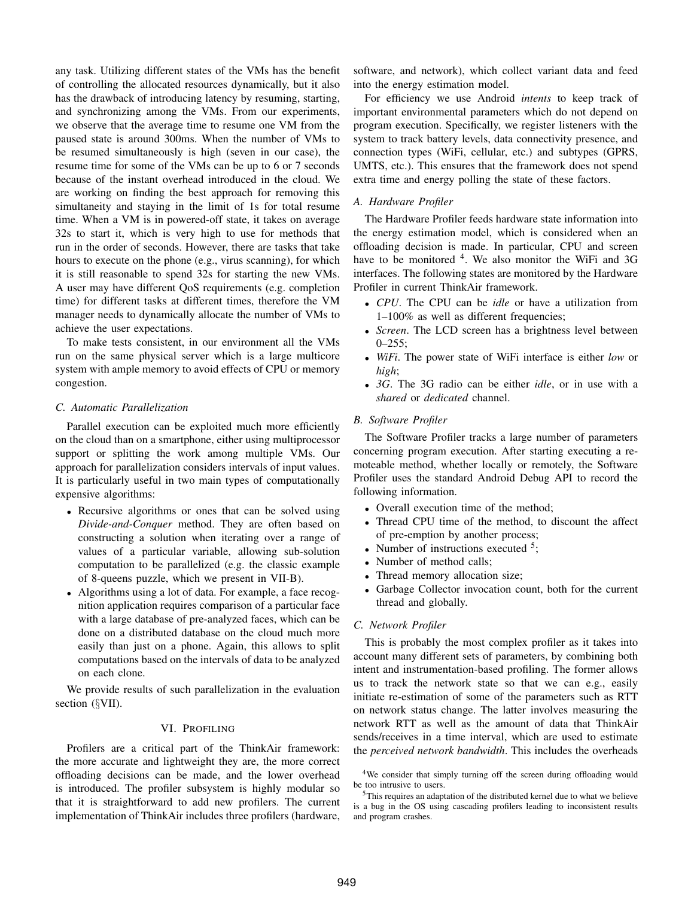any task. Utilizing different states of the VMs has the benefit of controlling the allocated resources dynamically, but it also has the drawback of introducing latency by resuming, starting, and synchronizing among the VMs. From our experiments, we observe that the average time to resume one VM from the paused state is around 300ms. When the number of VMs to be resumed simultaneously is high (seven in our case), the resume time for some of the VMs can be up to 6 or 7 seconds because of the instant overhead introduced in the cloud. We are working on finding the best approach for removing this simultaneity and staying in the limit of 1s for total resume time. When a VM is in powered-off state, it takes on average 32s to start it, which is very high to use for methods that run in the order of seconds. However, there are tasks that take hours to execute on the phone (e.g., virus scanning), for which it is still reasonable to spend 32s for starting the new VMs. A user may have different QoS requirements (e.g. completion time) for different tasks at different times, therefore the VM manager needs to dynamically allocate the number of VMs to achieve the user expectations.

To make tests consistent, in our environment all the VMs run on the same physical server which is a large multicore system with ample memory to avoid effects of CPU or memory congestion.

### C. Automatic Parallelization

Parallel execution can be exploited much more efficiently on the cloud than on a smartphone, either using multiprocessor support or splitting the work among multiple VMs. Our approach for parallelization considers intervals of input values. It is particularly useful in two main types of computationally expensive algorithms:

- Recursive algorithms or ones that can be solved using *Divide-and-Conquer* method. They are often based on constructing a solution when iterating over a range of values of a particular variable, allowing sub-solution computation to be parallelized (e.g. the classic example of 8-queens puzzle, which we present in VII-B).
- Algorithms using a lot of data. For example, a face recognition application requires comparison of a particular face with a large database of pre-analyzed faces, which can be done on a distributed database on the cloud much more easily than just on a phone. Again, this allows to split computations based on the intervals of data to be analyzed on each clone.

We provide results of such parallelization in the evaluation section (§VII).

## VI. Profiling

Profilers are a critical part of the ThinkAir framework: the more accurate and lightweight they are, the more correct offloading decisions can be made, and the lower overhead is introduced. The profiler subsystem is highly modular so that it is straightforward to add new profilers. The current implementation of ThinkAir includes three profilers (hardware, software, and network), which collect variant data and feed into the energy estimation model.

For efficiency we use Android *intents* to keep track of important environmental parameters which do not depend on program execution. Specifically, we register listeners with the system to track battery levels, data connectivity presence, and connection types (WiFi, cellular, etc.) and subtypes (GPRS, UMTS, etc.). This ensures that the framework does not spend extra time and energy polling the state of these factors.

### A. Hardware Profiler

The Hardware Profiler feeds hardware state information into the energy estimation model, which is considered when an offloading decision is made. In particular, CPU and screen have to be monitored [4]. We also monitor the WiFi and 3G interfaces. The following states are monitored by the Hardware Profiler in current ThinkAir framework.

- *CPU*. The CPU can be *idle* or have a utilization from 1–100% as well as different frequencies;
- *Screen*. The LCD screen has a brightness level between 0–255;
- *WiFi*. The power state of WiFi interface is either *low* or *high*;
- *3G*. The 3G radio can be either *idle*, or in use with a *shared* or *dedicated* channel.

### B. Software Profiler

The Software Profiler tracks a large number of parameters concerning program execution. After starting executing a remoteable method, whether locally or remotely, the Software Profiler uses the standard Android Debug API to record the following information.

- Overall execution time of the method;
- Thread CPU time of the method, to discount the affect of pre-emption by another process;
- Number of instructions executed [5];
- Number of method calls;
- Thread memory allocation size;
- Garbage Collector invocation count, both for the current thread and globally.

### C. Network Profiler

This is probably the most complex profiler as it takes into account many different sets of parameters, by combining both intent and instrumentation-based profiling. The former allows us to track the network state so that we can e.g., easily initiate re-estimation of some of the parameters such as RTT on network status change. The latter involves measuring the network RTT as well as the amount of data that ThinkAir sends/receives in a time interval, which are used to estimate the *perceived network bandwidth*. This includes the overheads

[4] We consider that simply turning off the screen during offloading would be too intrusive to users.

[5] This requires an adaptation of the distributed kernel due to what we believe is a bug in the OS using cascading profilers leading to inconsistent results and program crashes.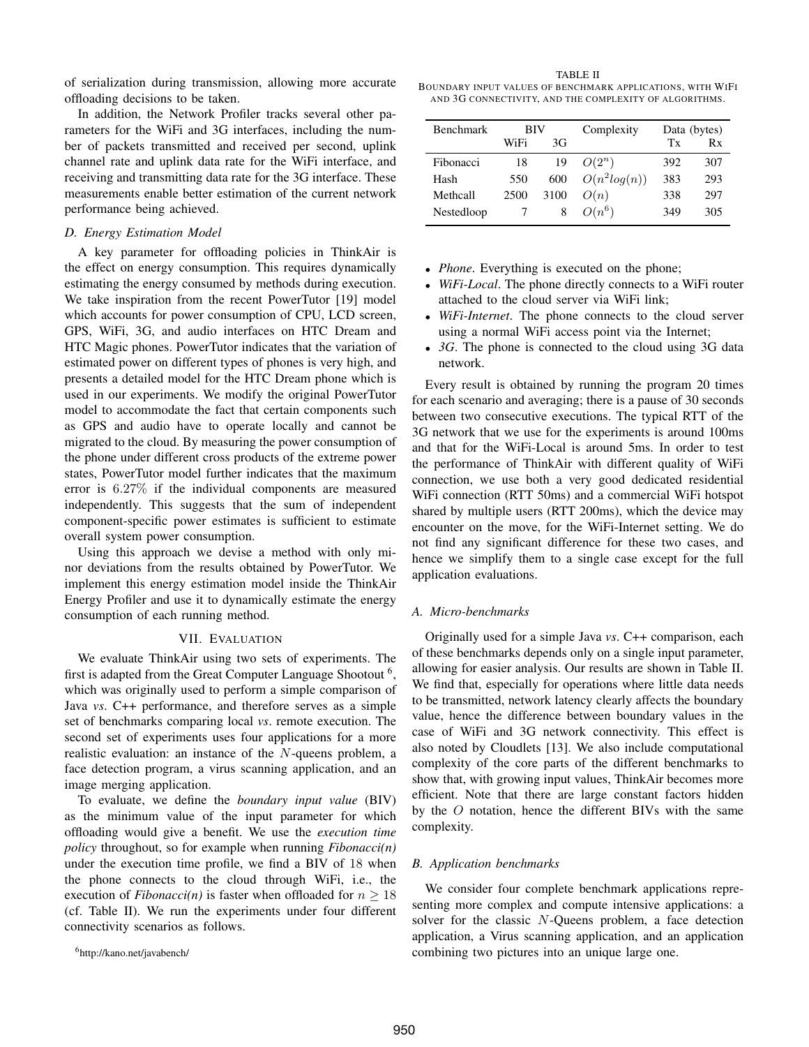of serialization during transmission, allowing more accurate offloading decisions to be taken.

In addition, the Network Profiler tracks several other parameters for the WiFi and 3G interfaces, including the number of packets transmitted and received per second, uplink channel rate and uplink data rate for the WiFi interface, and receiving and transmitting data rate for the 3G interface. These measurements enable better estimation of the current network performance being achieved.

### D. Energy Estimation Model

A key parameter for offloading policies in ThinkAir is the effect on energy consumption. This requires dynamically estimating the energy consumed by methods during execution. We take inspiration from the recent PowerTutor [19] model which accounts for power consumption of CPU, LCD screen, GPS, WiFi, 3G, and audio interfaces on HTC Dream and HTC Magic phones. PowerTutor indicates that the variation of estimated power on different types of phones is very high, and presents a detailed model for the HTC Dream phone which is used in our experiments. We modify the original PowerTutor model to accommodate the fact that certain components such as GPS and audio have to operate locally and cannot be migrated to the cloud. By measuring the power consumption of the phone under different cross products of the extreme power states, PowerTutor model further indicates that the maximum error is $6.27\%$ if the individual components are measured independently. This suggests that the sum of independent component-specific power estimates is sufficient to estimate overall system power consumption.

Using this approach we devise a method with only minor deviations from the results obtained by PowerTutor. We implement this energy estimation model inside the ThinkAir Energy Profiler and use it to dynamically estimate the energy consumption of each running method.

## VII. Evaluation

We evaluate ThinkAir using two sets of experiments. The first is adapted from the Great Computer Language Shootout [6], which was originally used to perform a simple comparison of Java *vs*. C++ performance, and therefore serves as a simple set of benchmarks comparing local *vs*. remote execution. The second set of experiments uses four applications for a more realistic evaluation: an instance of the $N$-queens problem, a face detection program, a virus scanning application, and an image merging application.

To evaluate, we define the *boundary input value* (BIV) as the minimum value of the input parameter for which offloading would give a benefit. We use the *execution time policy* throughout, so for example when running *Fibonacci(n)* under the execution time profile, we find a BIV of 18 when the phone connects to the cloud through WiFi, i.e., the execution of *Fibonacci(n)* is faster when offloaded for $n \geq 18$ (cf. Table II). We run the experiments under four different connectivity scenarios as follows.

[6]http://kano.net/javabench/

TABLE II
Boundary input values of benchmark applications, with WiFi and 3G connectivity, and the complexity of algorithms.

| Benchmark | BIV | | Complexity | Data (bytes) | |
|---|---|---|---|---|---|
| | WiFi | 3G | | Tx | Rx |
| Fibonacci | 18 | 19 | $O(2^n)$ | 392 | 307 |
| Hash | 550 | 600 | $O(n^2 log(n))$ | 383 | 293 |
| Methcall | 2500 | 3100 | $O(n)$ | 338 | 297 |
| Nestedloop | 7 | 8 | $O(n^6)$ | 349 | 305 |

- *Phone*. Everything is executed on the phone;
- *WiFi-Local*. The phone directly connects to a WiFi router attached to the cloud server via WiFi link;
- *WiFi-Internet*. The phone connects to the cloud server using a normal WiFi access point via the Internet;
- *3G*. The phone is connected to the cloud using 3G data network.

Every result is obtained by running the program 20 times for each scenario and averaging; there is a pause of 30 seconds between two consecutive executions. The typical RTT of the 3G network that we use for the experiments is around 100ms and that for the WiFi-Local is around 5ms. In order to test the performance of ThinkAir with different quality of WiFi connection, we use both a very good dedicated residential WiFi connection (RTT 50ms) and a commercial WiFi hotspot shared by multiple users (RTT 200ms), which the device may encounter on the move, for the WiFi-Internet setting. We do not find any significant difference for these two cases, and hence we simplify them to a single case except for the full application evaluations.

### A. Micro-benchmarks

Originally used for a simple Java *vs*. C++ comparison, each of these benchmarks depends only on a single input parameter, allowing for easier analysis. Our results are shown in Table II. We find that, especially for operations where little data needs to be transmitted, network latency clearly affects the boundary value, hence the difference between boundary values in the case of WiFi and 3G network connectivity. This effect is also noted by Cloudlets [13]. We also include computational complexity of the core parts of the different benchmarks to show that, with growing input values, ThinkAir becomes more efficient. Note that there are large constant factors hidden by the $O$ notation, hence the different BIVs with the same complexity.

### B. Application benchmarks

We consider four complete benchmark applications representing more complex and compute intensive applications: a solver for the classic $N$-Queens problem, a face detection application, a Virus scanning application, and an application combining two pictures into an unique large one.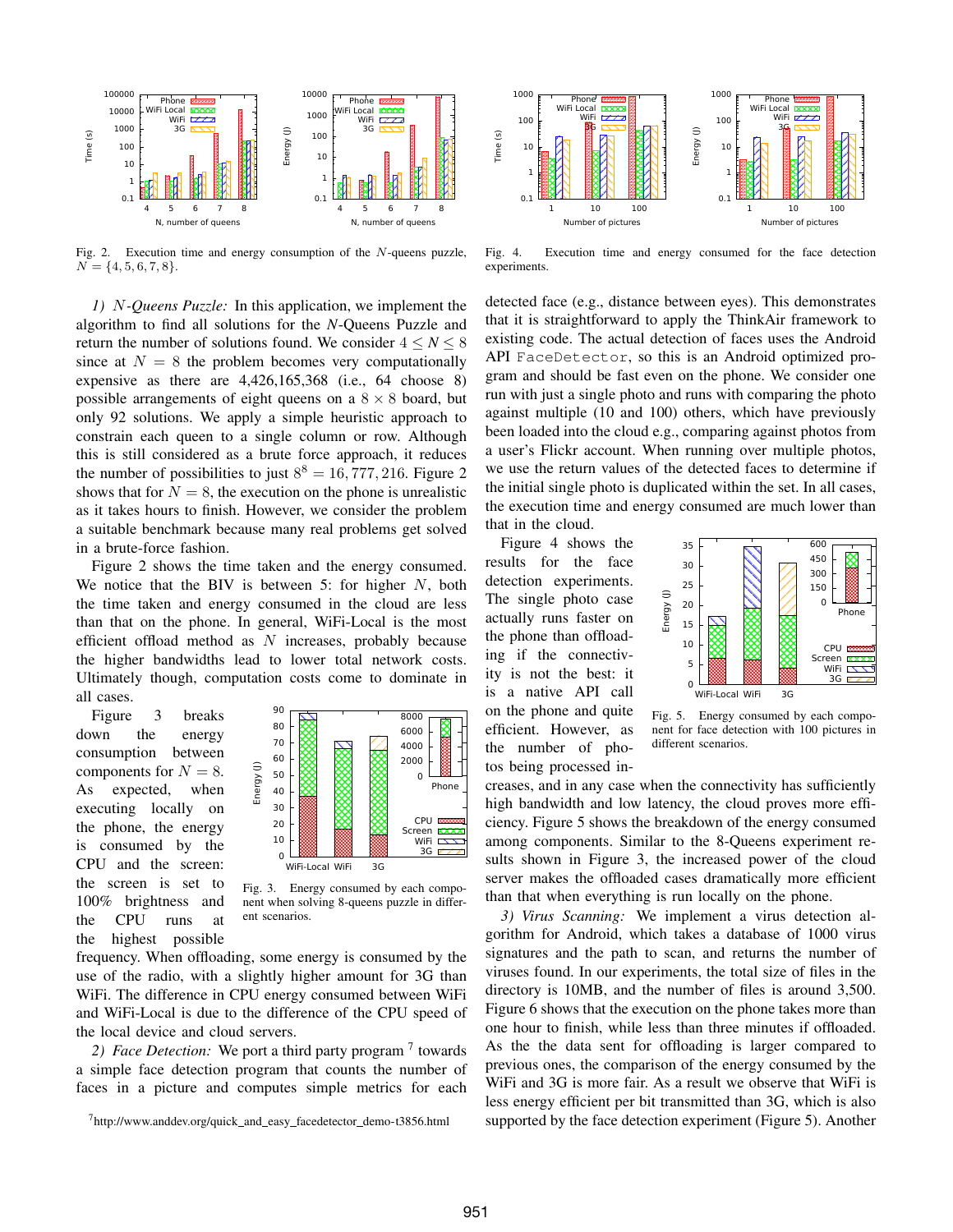Fig. 2. Execution time and energy consumption of the $N$-queens puzzle, $N = \{4, 5, 6, 7, 8\}$.

Fig. 4. Execution time and energy consumed for the face detection experiments.

*1) N-Queens Puzzle:* In this application, we implement the algorithm to find all solutions for the $N$-Queens Puzzle and return the number of solutions found. We consider $4 \leq N \leq 8$ since at $N = 8$ the problem becomes very computationally expensive as there are 4,426,165,368 (i.e., 64 choose 8) possible arrangements of eight queens on a $8 \times 8$ board, but only 92 solutions. We apply a simple heuristic approach to constrain each queen to a single column or row. Although this is still considered as a brute force approach, it reduces the number of possibilities to just $8^8 = 16,777,216$. Figure 2 shows that for $N = 8$, the execution on the phone is unrealistic as it takes hours to finish. However, we consider the problem a suitable benchmark because many real problems get solved in a brute-force fashion.

Figure 2 shows the time taken and the energy consumed. We notice that the BIV is between 5: for higher $N$, both the time taken and energy consumed in the cloud are less than that on the phone. In general, WiFi-Local is the most efficient offload method as $N$ increases, probably because the higher bandwidths lead to lower total network costs. Ultimately though, computation costs come to dominate in all cases.

Figure 3 breaks down the energy consumption between components for $N = 8$. As expected, when executing locally on the phone, the energy is consumed by the CPU and the screen: the screen is set to 100% brightness and the CPU runs at the highest possible frequency. When offloading, some energy is consumed by the use of the radio, with a slightly higher amount for 3G than WiFi. The difference in CPU energy consumed between WiFi and WiFi-Local is due to the difference of the CPU speed of the local device and cloud servers.

Fig. 3. Energy consumed by each component when solving 8-queens puzzle in different scenarios.

*2) Face Detection:* We port a third party program [7] towards a simple face detection program that counts the number of faces in a picture and computes simple metrics for each detected face (e.g., distance between eyes). This demonstrates that it is straightforward to apply the ThinkAir framework to existing code. The actual detection of faces uses the Android API `FaceDetector`, so this is an Android optimized program and should be fast even on the phone. We consider one run with just a single photo and runs with comparing the photo against multiple (10 and 100) others, which have previously been loaded into the cloud e.g., comparing against photos from a user's Flickr account. When running over multiple photos, we use the return values of the detected faces to determine if the initial single photo is duplicated within the set. In all cases, the execution time and energy consumed are much lower than that in the cloud.

Figure 4 shows the results for the face detection experiments. The single photo case actually runs faster on the phone than offloading if the connectivity is not the best: it is a native API call on the phone and quite efficient. However, as the number of photos being processed increases, and in any case when the connectivity has sufficiently high bandwidth and low latency, the cloud proves more efficiency. Figure 5 shows the breakdown of the energy consumed among components. Similar to the 8-Queens experiment results shown in Figure 3, the increased power of the cloud server makes the offloaded cases dramatically more efficient than that when everything is run locally on the phone.

Fig. 5. Energy consumed by each component for face detection with 100 pictures in different scenarios.

*3) Virus Scanning:* We implement a virus detection algorithm for Android, which takes a database of 1000 virus signatures and the path to scan, and returns the number of viruses found. In our experiments, the total size of files in the directory is 10MB, and the number of files is around 3,500. Figure 6 shows that the execution on the phone takes more than one hour to finish, while less than three minutes if offloaded. As the the data sent for offloading is larger compared to previous ones, the comparison of the energy consumed by the WiFi and 3G is more fair. As a result we observe that WiFi is less energy efficient per bit transmitted than 3G, which is also supported by the face detection experiment (Figure 5). Another

[7] http://www.anddev.org/quick_and_easy_facedetector_demo-t3856.html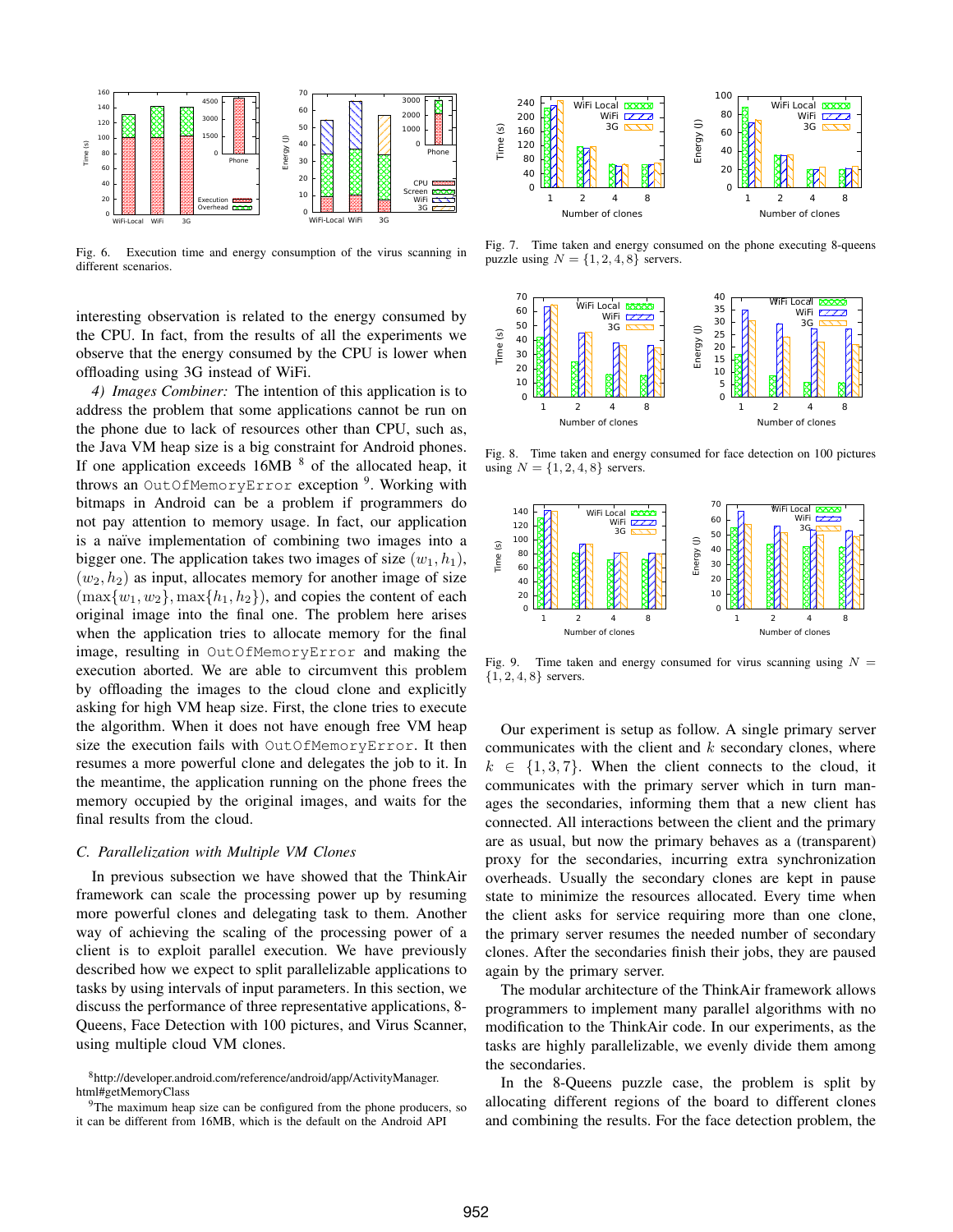Fig. 6. Execution time and energy consumption of the virus scanning in different scenarios.

interesting observation is related to the energy consumed by the CPU. In fact, from the results of all the experiments we observe that the energy consumed by the CPU is lower when offloading using 3G instead of WiFi.

*4) Images Combiner:* The intention of this application is to address the problem that some applications cannot be run on the phone due to lack of resources other than CPU, such as, the Java VM heap size is a big constraint for Android phones. If one application exceeds 16MB [8] of the allocated heap, it throws an `OutOfMemoryError` exception [9]. Working with bitmaps in Android can be a problem if programmers do not pay attention to memory usage. In fact, our application is a naïve implementation of combining two images into a bigger one. The application takes two images of size $(w_1, h_1)$, $(w_2, h_2)$ as input, allocates memory for another image of size $(\max\{w_1, w_2\}, \max\{h_1, h_2\})$, and copies the content of each original image into the final one. The problem here arises when the application tries to allocate memory for the final image, resulting in `OutOfMemoryError` and making the execution aborted. We are able to circumvent this problem by offloading the images to the cloud clone and explicitly asking for high VM heap size. First, the clone tries to execute the algorithm. When it does not have enough free VM heap size the execution fails with `OutOfMemoryError`. It then resumes a more powerful clone and delegates the job to it. In the meantime, the application running on the phone frees the memory occupied by the original images, and waits for the final results from the cloud.

### C. Parallelization with Multiple VM Clones

In previous subsection we have showed that the ThinkAir framework can scale the processing power up by resuming more powerful clones and delegating task to them. Another way of achieving the scaling of the processing power of a client is to exploit parallel execution. We have previously described how we expect to split parallelizable applications to tasks by using intervals of input parameters. In this section, we discuss the performance of three representative applications, 8-Queens, Face Detection with 100 pictures, and Virus Scanner, using multiple cloud VM clones.

[8] http://developer.android.com/reference/android/app/ActivityManager.html#getMemoryClass

[9] The maximum heap size can be configured from the phone producers, so it can be different from 16MB, which is the default on the Android API

Fig. 7. Time taken and energy consumed on the phone executing 8-queens puzzle using $N = \{1, 2, 4, 8\}$ servers.

Fig. 8. Time taken and energy consumed for face detection on 100 pictures using $N = \{1, 2, 4, 8\}$ servers.

Fig. 9. Time taken and energy consumed for virus scanning using $N = \{1, 2, 4, 8\}$ servers.

Our experiment is setup as follow. A single primary server communicates with the client and $k$ secondary clones, where $k \in \{1, 3, 7\}$. When the client connects to the cloud, it communicates with the primary server which in turn manages the secondaries, informing them that a new client has connected. All interactions between the client and the primary are as usual, but now the primary behaves as a (transparent) proxy for the secondaries, incurring extra synchronization overheads. Usually the secondary clones are kept in pause state to minimize the resources allocated. Every time when the client asks for service requiring more than one clone, the primary server resumes the needed number of secondary clones. After the secondaries finish their jobs, they are paused again by the primary server.

The modular architecture of the ThinkAir framework allows programmers to implement many parallel algorithms with no modification to the ThinkAir code. In our experiments, as the tasks are highly parallelizable, we evenly divide them among the secondaries.

In the 8-Queens puzzle case, the problem is split by allocating different regions of the board to different clones and combining the results. For the face detection problem, the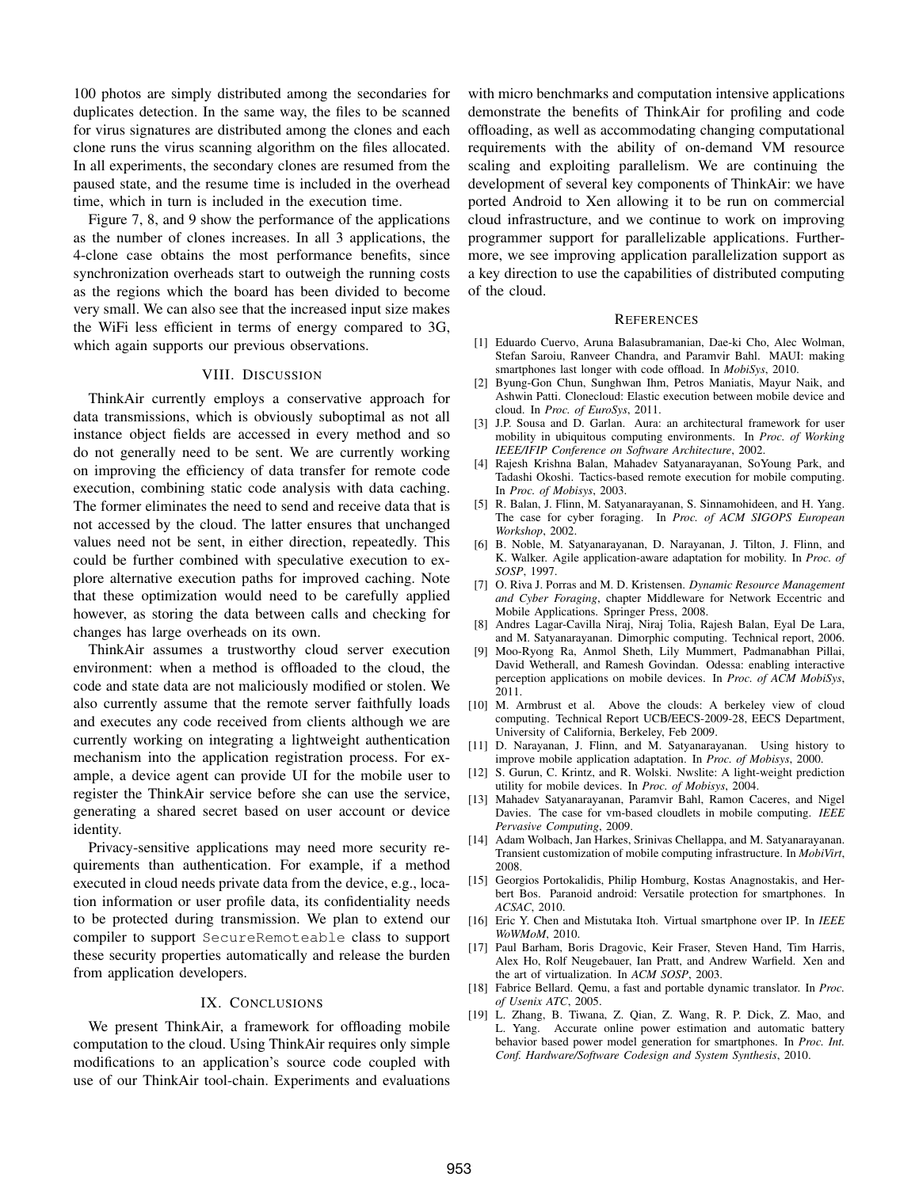100 photos are simply distributed among the secondaries for duplicates detection. In the same way, the files to be scanned for virus signatures are distributed among the clones and each clone runs the virus scanning algorithm on the files allocated. In all experiments, the secondary clones are resumed from the paused state, and the resume time is included in the overhead time, which in turn is included in the execution time.

Figure 7, 8, and 9 show the performance of the applications as the number of clones increases. In all 3 applications, the 4-clone case obtains the most performance benefits, since synchronization overheads start to outweigh the running costs as the regions which the board has been divided to become very small. We can also see that the increased input size makes the WiFi less efficient in terms of energy compared to 3G, which again supports our previous observations.

## VIII. Discussion

ThinkAir currently employs a conservative approach for data transmissions, which is obviously suboptimal as not all instance object fields are accessed in every method and so do not generally need to be sent. We are currently working on improving the efficiency of data transfer for remote code execution, combining static code analysis with data caching. The former eliminates the need to send and receive data that is not accessed by the cloud. The latter ensures that unchanged values need not be sent, in either direction, repeatedly. This could be further combined with speculative execution to explore alternative execution paths for improved caching. Note that these optimization would need to be carefully applied however, as storing the data between calls and checking for changes has large overheads on its own.

ThinkAir assumes a trustworthy cloud server execution environment: when a method is offloaded to the cloud, the code and state data are not maliciously modified or stolen. We also currently assume that the remote server faithfully loads and executes any code received from clients although we are currently working on integrating a lightweight authentication mechanism into the application registration process. For example, a device agent can provide UI for the mobile user to register the ThinkAir service before she can use the service, generating a shared secret based on user account or device identity.

Privacy-sensitive applications may need more security requirements than authentication. For example, if a method executed in cloud needs private data from the device, e.g., location information or user profile data, its confidentiality needs to be protected during transmission. We plan to extend our compiler to support `SecureRemoteable` class to support these security properties automatically and release the burden from application developers.

## IX. Conclusions

We present ThinkAir, a framework for offloading mobile computation to the cloud. Using ThinkAir requires only simple modifications to an application's source code coupled with use of our ThinkAir tool-chain. Experiments and evaluations with micro benchmarks and computation intensive applications demonstrate the benefits of ThinkAir for profiling and code offloading, as well as accommodating changing computational requirements with the ability of on-demand VM resource scaling and exploiting parallelism. We are continuing the development of several key components of ThinkAir: we have ported Android to Xen allowing it to be run on commercial cloud infrastructure, and we continue to work on improving programmer support for parallelizable applications. Furthermore, we see improving application parallelization support as a key direction to use the capabilities of distributed computing of the cloud.

## References

[1] Eduardo Cuervo, Aruna Balasubramanian, Dae-ki Cho, Alec Wolman, Stefan Saroiu, Ranveer Chandra, and Paramvir Bahl. MAUI: making smartphones last longer with code offload. In *MobiSys*, 2010.

[2] Byung-Gon Chun, Sunghwan Ihm, Petros Maniatis, Mayur Naik, and Ashwin Patti. Clonecloud: Elastic execution between mobile device and cloud. In *Proc. of EuroSys*, 2011.

[3] J.P. Sousa and D. Garlan. Aura: an architectural framework for user mobility in ubiquitous computing environments. In *Proc. of Working IEEE/IFIP Conference on Software Architecture*, 2002.

[4] Rajesh Krishna Balan, Mahadev Satyanarayanan, SoYoung Park, and Tadashi Okoshi. Tactics-based remote execution for mobile computing. In *Proc. of Mobisys*, 2003.

[5] R. Balan, J. Flinn, M. Satyanarayanan, S. Sinnamohideen, and H. Yang. The case for cyber foraging. In *Proc. of ACM SIGOPS European Workshop*, 2002.

[6] B. Noble, M. Satyanarayanan, D. Narayanan, J. Tilton, J. Flinn, and K. Walker. Agile application-aware adaptation for mobility. In *Proc. of SOSP*, 1997.

[7] O. Riva J. Porras and M. D. Kristensen. *Dynamic Resource Management and Cyber Foraging*, chapter Middleware for Network Eccentric and Mobile Applications. Springer Press, 2008.

[8] Andres Lagar-Cavilla Niraj, Niraj Tolia, Rajesh Balan, Eyal De Lara, and M. Satyanarayanan. Dimorphic computing. Technical report, 2006.

[9] Moo-Ryong Ra, Anmol Sheth, Lily Mummert, Padmanabhan Pillai, David Wetherall, and Ramesh Govindan. Odessa: enabling interactive perception applications on mobile devices. In *Proc. of ACM MobiSys*, 2011.

[10] M. Armbrust et al. Above the clouds: A berkeley view of cloud computing. Technical Report UCB/EECS-2009-28, EECS Department, University of California, Berkeley, Feb 2009.

[11] D. Narayanan, J. Flinn, and M. Satyanarayanan. Using history to improve mobile application adaptation. In *Proc. of Mobisys*, 2000.

[12] S. Gurun, C. Krintz, and R. Wolski. Nwslite: A light-weight prediction utility for mobile devices. In *Proc. of Mobisys*, 2004.

[13] Mahadev Satyanarayanan, Paramvir Bahl, Ramon Caceres, and Nigel Davies. The case for vm-based cloudlets in mobile computing. *IEEE Pervasive Computing*, 2009.

[14] Adam Wolbach, Jan Harkes, Srinivas Chellappa, and M. Satyanarayanan. Transient customization of mobile computing infrastructure. In *MobiVirt*, 2008.

[15] Georgios Portokalidis, Philip Homburg, Kostas Anagnostakis, and Herbert Bos. Paranoid android: Versatile protection for smartphones. In *ACSAC*, 2010.

[16] Eric Y. Chen and Mistutaka Itoh. Virtual smartphone over IP. In *IEEE WoWMoM*, 2010.

[17] Paul Barham, Boris Dragovic, Keir Fraser, Steven Hand, Tim Harris, Alex Ho, Rolf Neugebauer, Ian Pratt, and Andrew Warfield. Xen and the art of virtualization. In *ACM SOSP*, 2003.

[18] Fabrice Bellard. Qemu, a fast and portable dynamic translator. In *Proc. of Usenix ATC*, 2005.

[19] L. Zhang, B. Tiwana, Z. Qian, Z. Wang, R. P. Dick, Z. Mao, and L. Yang. Accurate online power estimation and automatic battery behavior based power model generation for smartphones. In *Proc. Int. Conf. Hardware/Software Codesign and System Synthesis*, 2010.